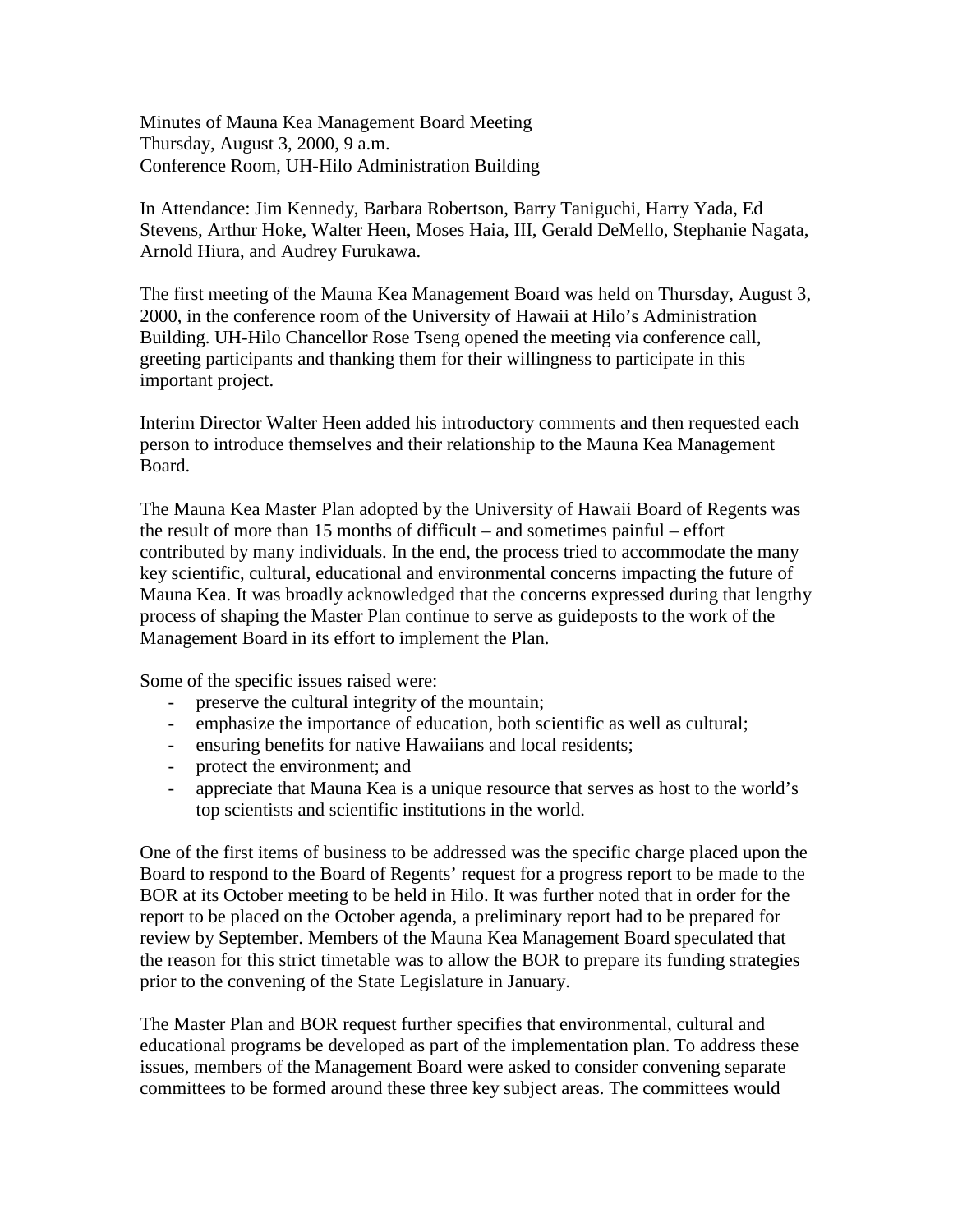Minutes of Mauna Kea Management Board Meeting
Thursday, August 3, 2000, 9 a.m.
Conference Room, UH-Hilo Administration Building

In Attendance: Jim Kennedy, Barbara Robertson, Barry Taniguchi, Harry Yada, Ed Stevens, Arthur Hoke, Walter Heen, Moses Haia, III, Gerald DeMello, Stephanie Nagata, Arnold Hiura, and Audrey Furukawa.

The first meeting of the Mauna Kea Management Board was held on Thursday, August 3, 2000, in the conference room of the University of Hawaii at Hilo's Administration Building. UH-Hilo Chancellor Rose Tseng opened the meeting via conference call, greeting participants and thanking them for their willingness to participate in this important project.

Interim Director Walter Heen added his introductory comments and then requested each person to introduce themselves and their relationship to the Mauna Kea Management Board.

The Mauna Kea Master Plan adopted by the University of Hawaii Board of Regents was the result of more than 15 months of difficult – and sometimes painful – effort contributed by many individuals. In the end, the process tried to accommodate the many key scientific, cultural, educational and environmental concerns impacting the future of Mauna Kea. It was broadly acknowledged that the concerns expressed during that lengthy process of shaping the Master Plan continue to serve as guideposts to the work of the Management Board in its effort to implement the Plan.

Some of the specific issues raised were:

- preserve the cultural integrity of the mountain;
- emphasize the importance of education, both scientific as well as cultural;
- ensuring benefits for native Hawaiians and local residents;
- protect the environment; and
- appreciate that Mauna Kea is a unique resource that serves as host to the world's top scientists and scientific institutions in the world.

One of the first items of business to be addressed was the specific charge placed upon the Board to respond to the Board of Regents' request for a progress report to be made to the BOR at its October meeting to be held in Hilo. It was further noted that in order for the report to be placed on the October agenda, a preliminary report had to be prepared for review by September. Members of the Mauna Kea Management Board speculated that the reason for this strict timetable was to allow the BOR to prepare its funding strategies prior to the convening of the State Legislature in January.

The Master Plan and BOR request further specifies that environmental, cultural and educational programs be developed as part of the implementation plan. To address these issues, members of the Management Board were asked to consider convening separate committees to be formed around these three key subject areas. The committees would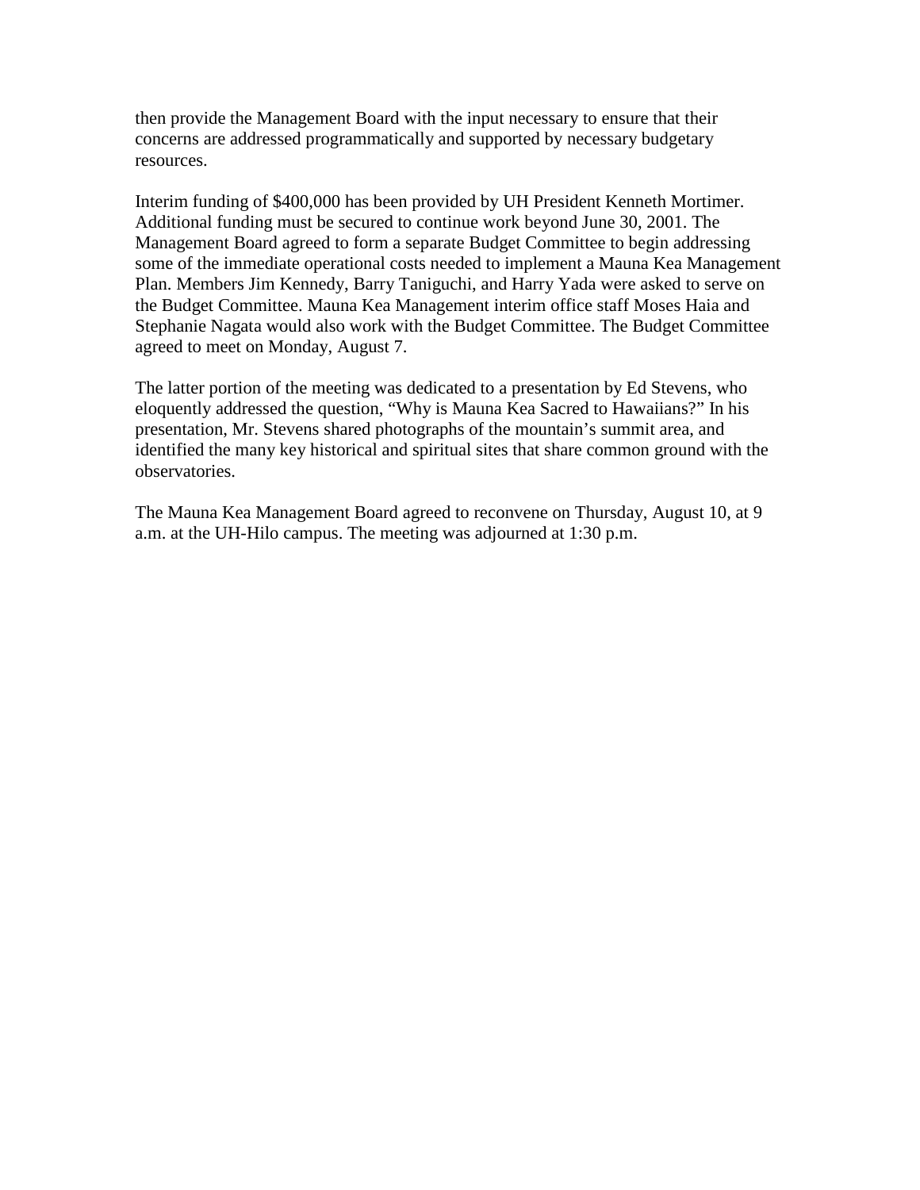then provide the Management Board with the input necessary to ensure that their concerns are addressed programmatically and supported by necessary budgetary resources.

Interim funding of $400,000 has been provided by UH President Kenneth Mortimer. Additional funding must be secured to continue work beyond June 30, 2001. The Management Board agreed to form a separate Budget Committee to begin addressing some of the immediate operational costs needed to implement a Mauna Kea Management Plan. Members Jim Kennedy, Barry Taniguchi, and Harry Yada were asked to serve on the Budget Committee. Mauna Kea Management interim office staff Moses Haia and Stephanie Nagata would also work with the Budget Committee. The Budget Committee agreed to meet on Monday, August 7.

The latter portion of the meeting was dedicated to a presentation by Ed Stevens, who eloquently addressed the question, "Why is Mauna Kea Sacred to Hawaiians?" In his presentation, Mr. Stevens shared photographs of the mountain's summit area, and identified the many key historical and spiritual sites that share common ground with the observatories.

The Mauna Kea Management Board agreed to reconvene on Thursday, August 10, at 9 a.m. at the UH-Hilo campus. The meeting was adjourned at 1:30 p.m.